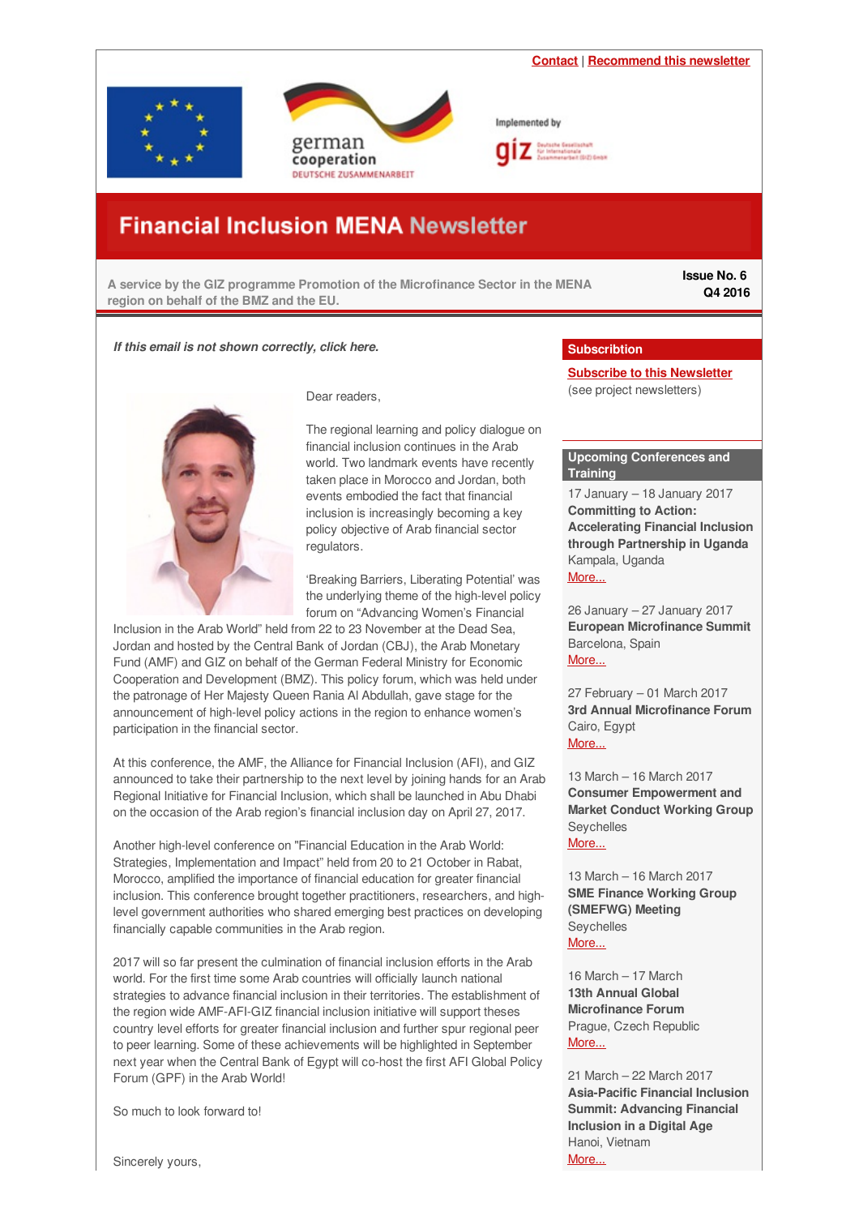Contact | Recommend this newsletter

# Financial Inclusion MENA Newsletter

A service by the GIZ programme Promotion of the Microfinance Sector in the MENA region on behalf of the BMZ and the EU.

**Issue No. 6**
**Q4 2016**

***If this email is not shown correctly, click here.***

Dear readers,

The regional learning and policy dialogue on financial inclusion continues in the Arab world. Two landmark events have recently taken place in Morocco and Jordan, both events embodied the fact that financial inclusion is increasingly becoming a key policy objective of Arab financial sector regulators.

'Breaking Barriers, Liberating Potential' was the underlying theme of the high-level policy forum on "Advancing Women's Financial Inclusion in the Arab World" held from 22 to 23 November at the Dead Sea, Jordan and hosted by the Central Bank of Jordan (CBJ), the Arab Monetary Fund (AMF) and GIZ on behalf of the German Federal Ministry for Economic Cooperation and Development (BMZ). This policy forum, which was held under the patronage of Her Majesty Queen Rania Al Abdullah, gave stage for the announcement of high-level policy actions in the region to enhance women's participation in the financial sector.

At this conference, the AMF, the Alliance for Financial Inclusion (AFI), and GIZ announced to take their partnership to the next level by joining hands for an Arab Regional Initiative for Financial Inclusion, which shall be launched in Abu Dhabi on the occasion of the Arab region's financial inclusion day on April 27, 2017.

Another high-level conference on "Financial Education in the Arab World: Strategies, Implementation and Impact" held from 20 to 21 October in Rabat, Morocco, amplified the importance of financial education for greater financial inclusion. This conference brought together practitioners, researchers, and high-level government authorities who shared emerging best practices on developing financially capable communities in the Arab region.

2017 will so far present the culmination of financial inclusion efforts in the Arab world. For the first time some Arab countries will officially launch national strategies to advance financial inclusion in their territories. The establishment of the region wide AMF-AFI-GIZ financial inclusion initiative will support theses country level efforts for greater financial inclusion and further spur regional peer to peer learning. Some of these achievements will be highlighted in September next year when the Central Bank of Egypt will co-host the first AFI Global Policy Forum (GPF) in the Arab World!

So much to look forward to!

Sincerely yours,

## Subscribtion

Subscribe to this Newsletter
(see project newsletters)

## Upcoming Conferences and Training

17 January – 18 January 2017
**Committing to Action: Accelerating Financial Inclusion through Partnership in Uganda**
Kampala, Uganda
More...

26 January – 27 January 2017
**European Microfinance Summit**
Barcelona, Spain
More...

27 February – 01 March 2017
**3rd Annual Microfinance Forum**
Cairo, Egypt
More...

13 March – 16 March 2017
**Consumer Empowerment and Market Conduct Working Group**
Seychelles
More...

13 March – 16 March 2017
**SME Finance Working Group (SMEFWG) Meeting**
Seychelles
More...

16 March – 17 March
**13th Annual Global Microfinance Forum**
Prague, Czech Republic
More...

21 March – 22 March 2017
**Asia-Pacific Financial Inclusion Summit: Advancing Financial Inclusion in a Digital Age**
Hanoi, Vietnam
More...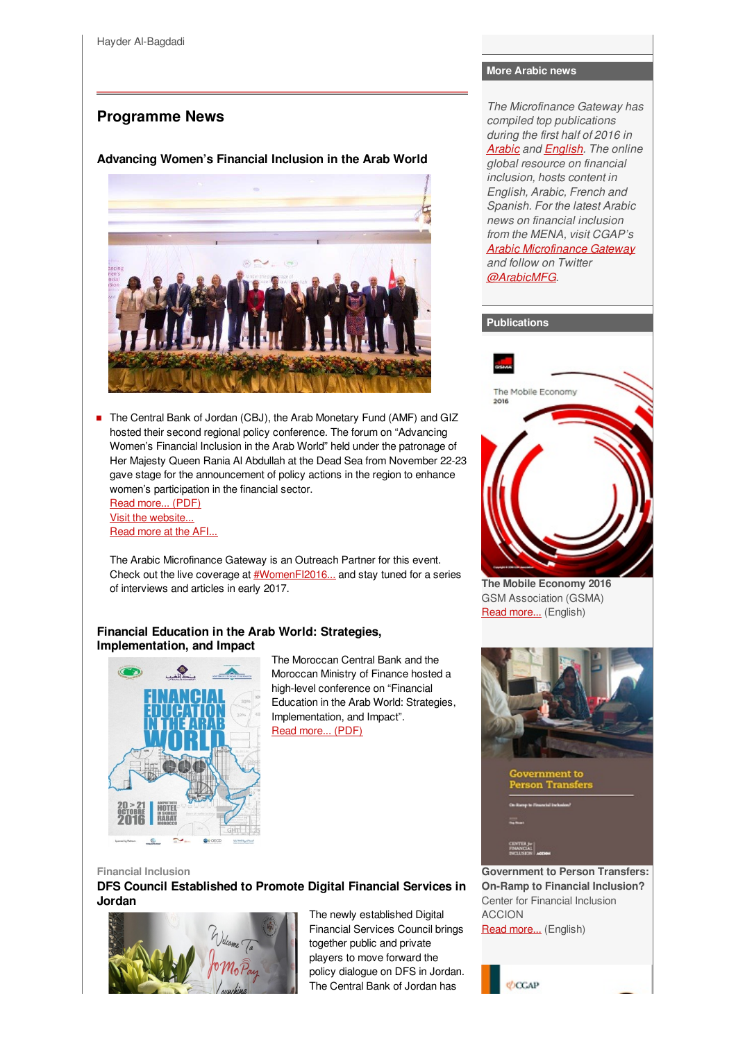Hayder Al-Bagdadi

## Programme News

### Advancing Women's Financial Inclusion in the Arab World

- The Central Bank of Jordan (CBJ), the Arab Monetary Fund (AMF) and GIZ hosted their second regional policy conference. The forum on "Advancing Women's Financial Inclusion in the Arab World" held under the patronage of Her Majesty Queen Rania Al Abdullah at the Dead Sea from November 22-23 gave stage for the announcement of policy actions in the region to enhance women's participation in the financial sector.
  Read more... (PDF)
  Visit the website...
  Read more at the AFI...

  The Arabic Microfinance Gateway is an Outreach Partner for this event. Check out the live coverage at #WomenFI2016... and stay tuned for a series of interviews and articles in early 2017.

### Financial Education in the Arab World: Strategies, Implementation, and Impact

The Moroccan Central Bank and the Moroccan Ministry of Finance hosted a high-level conference on "Financial Education in the Arab World: Strategies, Implementation, and Impact".
Read more... (PDF)

Financial Inclusion

### DFS Council Established to Promote Digital Financial Services in Jordan

The newly established Digital Financial Services Council brings together public and private players to move forward the policy dialogue on DFS in Jordan. The Central Bank of Jordan has

**More Arabic news**

*The Microfinance Gateway has compiled top publications during the first half of 2016 in Arabic and English. The online global resource on financial inclusion, hosts content in English, Arabic, French and Spanish. For the latest Arabic news on financial inclusion from the MENA, visit CGAP's Arabic Microfinance Gateway and follow on Twitter @ArabicMFG.*

**Publications**

**The Mobile Economy 2016**
GSM Association (GSMA)
Read more... (English)

**Government to Person Transfers: On-Ramp to Financial Inclusion?**
Center for Financial Inclusion
ACCION
Read more... (English)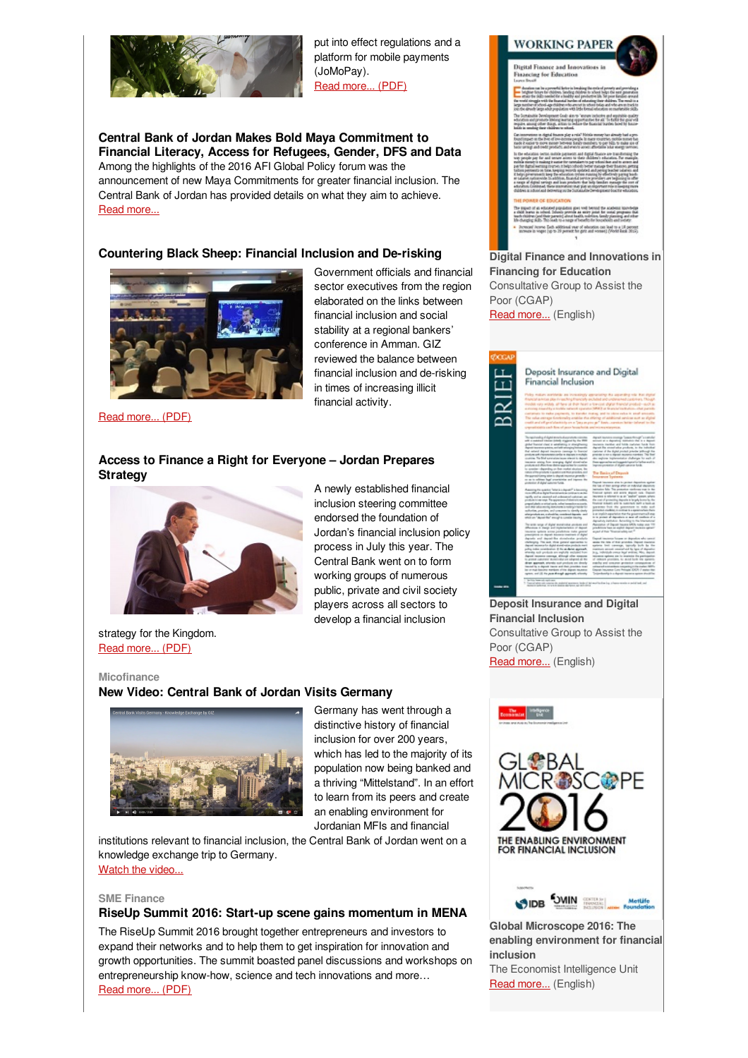put into effect regulations and a platform for mobile payments (JoMoPay).
Read more... (PDF)

### Central Bank of Jordan Makes Bold Maya Commitment to Financial Literacy, Access for Refugees, Gender, DFS and Data

Among the highlights of the 2016 AFI Global Policy forum was the announcement of new Maya Commitments for greater financial inclusion. The Central Bank of Jordan has provided details on what they aim to achieve.
Read more...

### Countering Black Sheep: Financial Inclusion and De-risking

Government officials and financial sector executives from the region elaborated on the links between financial inclusion and social stability at a regional bankers' conference in Amman. GIZ reviewed the balance between financial inclusion and de-risking in times of increasing illicit financial activity.

Read more... (PDF)

### Access to Finance a Right for Everyone – Jordan Prepares Strategy

A newly established financial inclusion steering committee endorsed the foundation of Jordan's financial inclusion policy process in July this year. The Central Bank went on to form working groups of numerous public, private and civil society players across all sectors to develop a financial inclusion strategy for the Kingdom.
Read more... (PDF)

Micofinance

### New Video: Central Bank of Jordan Visits Germany

Germany has went through a distinctive history of financial inclusion for over 200 years, which has led to the majority of its population now being banked and a thriving "Mittelstand". In an effort to learn from its peers and create an enabling environment for Jordanian MFIs and financial institutions relevant to financial inclusion, the Central Bank of Jordan went on a knowledge exchange trip to Germany.
Watch the video...

SME Finance

### RiseUp Summit 2016: Start-up scene gains momentum in MENA

The RiseUp Summit 2016 brought together entrepreneurs and investors to expand their networks and to help them to get inspiration for innovation and growth opportunities. The summit boasted panel discussions and workshops on entrepreneurship know-how, science and tech innovations and more…
Read more... (PDF)

**Digital Finance and Innovations in Financing for Education**
Consultative Group to Assist the Poor (CGAP)
Read more... (English)

**Deposit Insurance and Digital Financial Inclusion**
Consultative Group to Assist the Poor (CGAP)
Read more... (English)

**Global Microscope 2016: The enabling environment for financial inclusion**
The Economist Intelligence Unit
Read more... (English)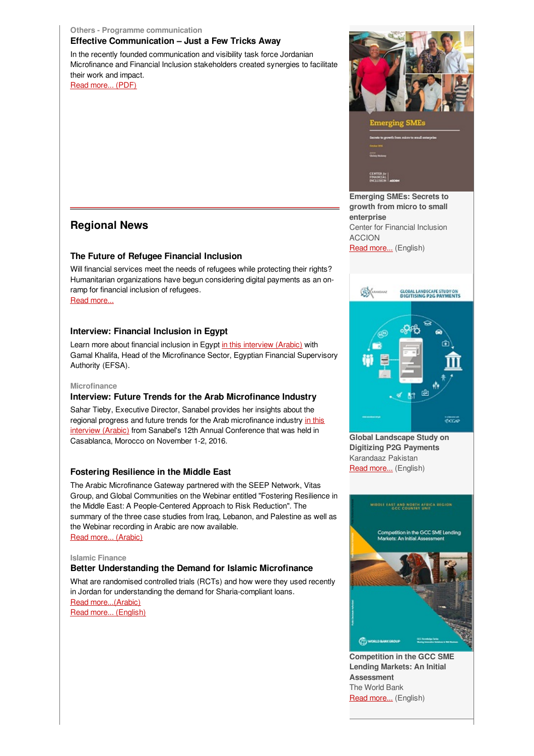Others - Programme communication

### Effective Communication – Just a Few Tricks Away

In the recently founded communication and visibility task force Jordanian Microfinance and Financial Inclusion stakeholders created synergies to facilitate their work and impact.

Read more... (PDF)

## Regional News

### The Future of Refugee Financial Inclusion

Will financial services meet the needs of refugees while protecting their rights? Humanitarian organizations have begun considering digital payments as an on-ramp for financial inclusion of refugees.

Read more...

### Interview: Financial Inclusion in Egypt

Learn more about financial inclusion in Egypt in this interview (Arabic) with Gamal Khalifa, Head of the Microfinance Sector, Egyptian Financial Supervisory Authority (EFSA).

Microfinance

### Interview: Future Trends for the Arab Microfinance Industry

Sahar Tieby, Executive Director, Sanabel provides her insights about the regional progress and future trends for the Arab microfinance industry in this interview (Arabic) from Sanabel's 12th Annual Conference that was held in Casablanca, Morocco on November 1-2, 2016.

### Fostering Resilience in the Middle East

The Arabic Microfinance Gateway partnered with the SEEP Network, Vitas Group, and Global Communities on the Webinar entitled "Fostering Resilience in the Middle East: A People-Centered Approach to Risk Reduction". The summary of the three case studies from Iraq, Lebanon, and Palestine as well as the Webinar recording in Arabic are now available.

Read more... (Arabic)

Islamic Finance

### Better Understanding the Demand for Islamic Microfinance

What are randomised controlled trials (RCTs) and how were they used recently in Jordan for understanding the demand for Sharia-compliant loans.

Read more...(Arabic)
Read more... (English)

**Emerging SMEs: Secrets to growth from micro to small enterprise**
Center for Financial Inclusion
ACCION
Read more... (English)

**Global Landscape Study on Digitizing P2G Payments**
Karandaaz Pakistan
Read more... (English)

**Competition in the GCC SME Lending Markets: An Initial Assessment**
The World Bank
Read more... (English)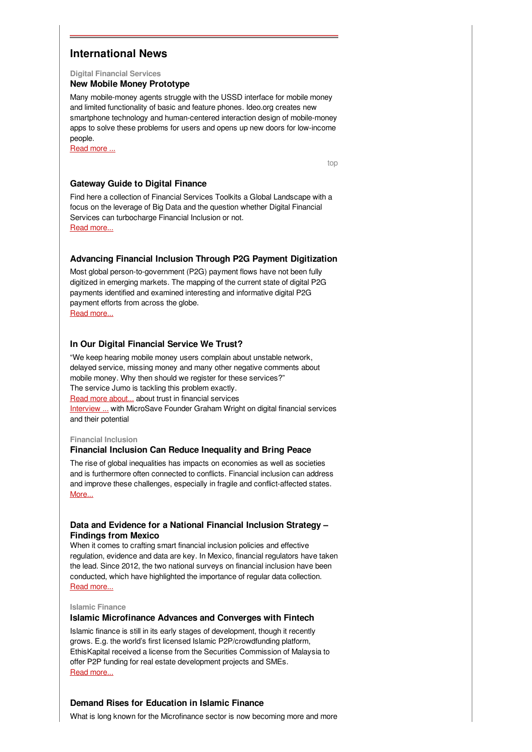## International News

**Digital Financial Services**

### New Mobile Money Prototype

Many mobile-money agents struggle with the USSD interface for mobile money and limited functionality of basic and feature phones. Ideo.org creates new smartphone technology and human-centered interaction design of mobile-money apps to solve these problems for users and opens up new doors for low-income people.
Read more ...

top

### Gateway Guide to Digital Finance

Find here a collection of Financial Services Toolkits a Global Landscape with a focus on the leverage of Big Data and the question whether Digital Financial Services can turbocharge Financial Inclusion or not.
Read more...

### Advancing Financial Inclusion Through P2G Payment Digitization

Most global person-to-government (P2G) payment flows have not been fully digitized in emerging markets. The mapping of the current state of digital P2G payments identified and examined interesting and informative digital P2G payment efforts from across the globe.
Read more...

### In Our Digital Financial Service We Trust?

"We keep hearing mobile money users complain about unstable network, delayed service, missing money and many other negative comments about mobile money. Why then should we register for these services?"
The service Jumo is tackling this problem exactly.
Read more about... about trust in financial services
Interview ... with MicroSave Founder Graham Wright on digital financial services and their potential

**Financial Inclusion**

### Financial Inclusion Can Reduce Inequality and Bring Peace

The rise of global inequalities has impacts on economies as well as societies and is furthermore often connected to conflicts. Financial inclusion can address and improve these challenges, especially in fragile and conflict-affected states.
More...

### Data and Evidence for a National Financial Inclusion Strategy – Findings from Mexico

When it comes to crafting smart financial inclusion policies and effective regulation, evidence and data are key. In Mexico, financial regulators have taken the lead. Since 2012, the two national surveys on financial inclusion have been conducted, which have highlighted the importance of regular data collection.
Read more...

**Islamic Finance**

### Islamic Microfinance Advances and Converges with Fintech

Islamic finance is still in its early stages of development, though it recently grows. E.g. the world's first licensed Islamic P2P/crowdfunding platform, EthisKapital received a license from the Securities Commission of Malaysia to offer P2P funding for real estate development projects and SMEs.
Read more...

### Demand Rises for Education in Islamic Finance

What is long known for the Microfinance sector is now becoming more and more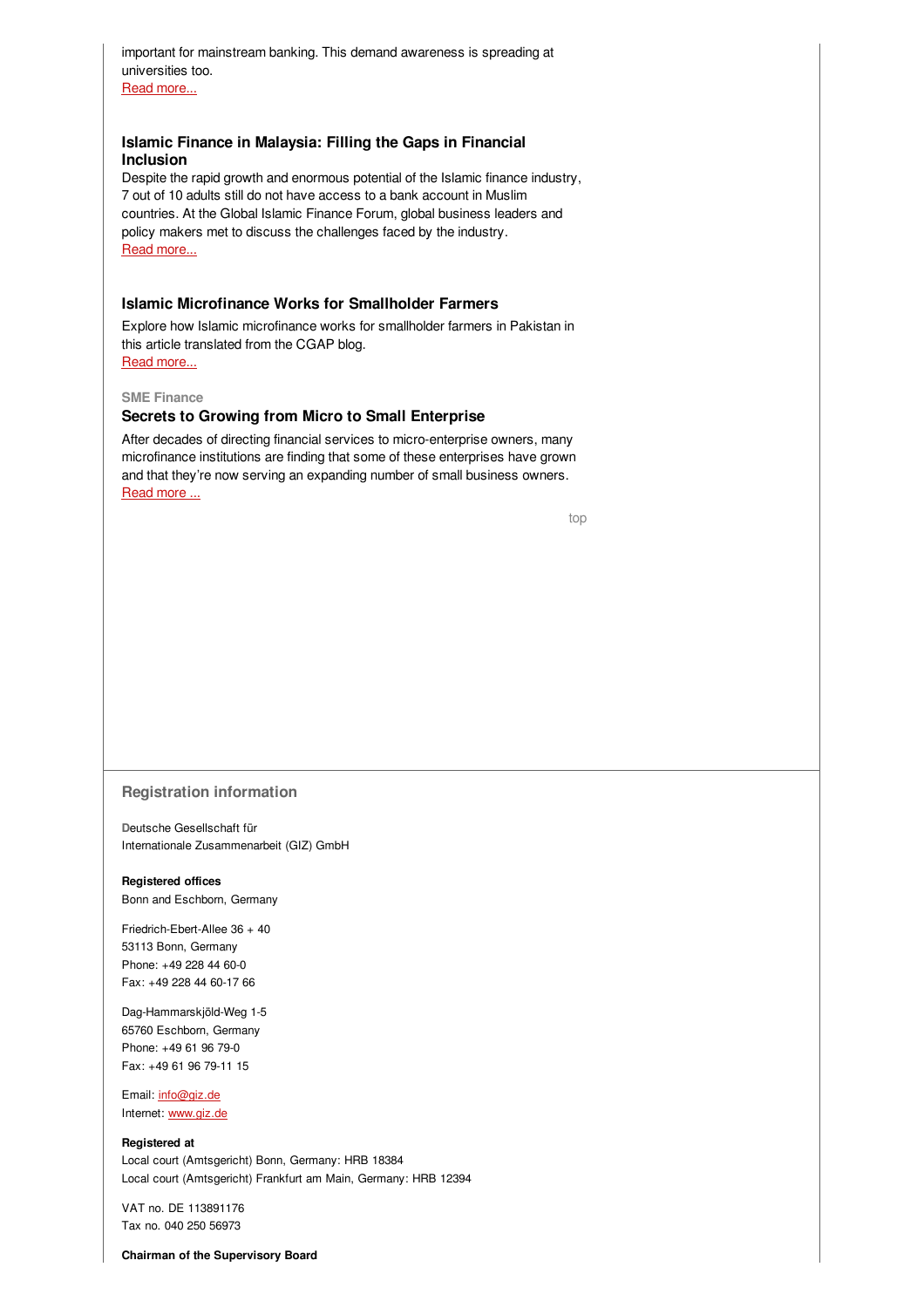important for mainstream banking. This demand awareness is spreading at universities too.
Read more...

### Islamic Finance in Malaysia: Filling the Gaps in Financial Inclusion

Despite the rapid growth and enormous potential of the Islamic finance industry, 7 out of 10 adults still do not have access to a bank account in Muslim countries. At the Global Islamic Finance Forum, global business leaders and policy makers met to discuss the challenges faced by the industry.
Read more...

### Islamic Microfinance Works for Smallholder Farmers

Explore how Islamic microfinance works for smallholder farmers in Pakistan in this article translated from the CGAP blog.
Read more...

SME Finance

### Secrets to Growing from Micro to Small Enterprise

After decades of directing financial services to micro-enterprise owners, many microfinance institutions are finding that some of these enterprises have grown and that they're now serving an expanding number of small business owners.
Read more ...

top

## Registration information

Deutsche Gesellschaft für
Internationale Zusammenarbeit (GIZ) GmbH

**Registered offices**
Bonn and Eschborn, Germany

Friedrich-Ebert-Allee 36 + 40
53113 Bonn, Germany
Phone: +49 228 44 60-0
Fax: +49 228 44 60-17 66

Dag-Hammarskjöld-Weg 1-5
65760 Eschborn, Germany
Phone: +49 61 96 79-0
Fax: +49 61 96 79-11 15

Email: info@giz.de
Internet: www.giz.de

**Registered at**
Local court (Amtsgericht) Bonn, Germany: HRB 18384
Local court (Amtsgericht) Frankfurt am Main, Germany: HRB 12394

VAT no. DE 113891176
Tax no. 040 250 56973

**Chairman of the Supervisory Board**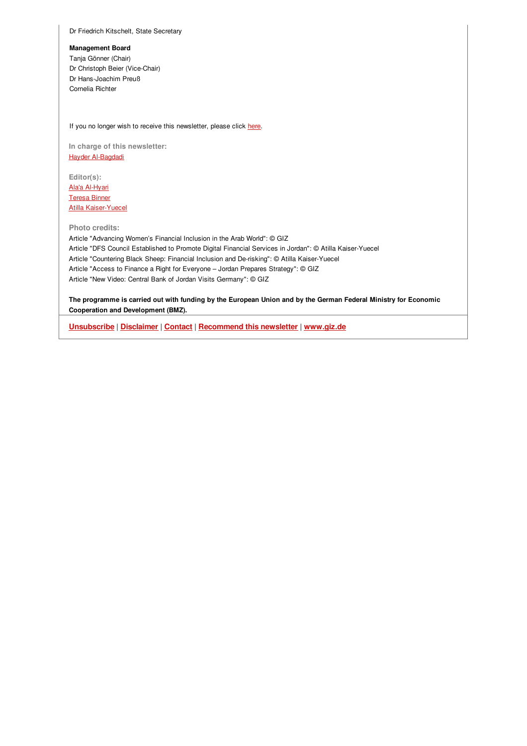Dr Friedrich Kitschelt, State Secretary

**Management Board**
Tanja Gönner (Chair)
Dr Christoph Beier (Vice-Chair)
Dr Hans-Joachim Preuß
Cornelia Richter

If you no longer wish to receive this newsletter, please click here.

**In charge of this newsletter:**
Hayder Al-Bagdadi

**Editor(s):**
Ala'a Al-Hyari
Teresa Binner
Atilla Kaiser-Yuecel

**Photo credits:**
Article "Advancing Women's Financial Inclusion in the Arab World": © GIZ
Article "DFS Council Established to Promote Digital Financial Services in Jordan": © Atilla Kaiser-Yuecel
Article "Countering Black Sheep: Financial Inclusion and De-risking": © Atilla Kaiser-Yuecel
Article "Access to Finance a Right for Everyone – Jordan Prepares Strategy": © GIZ
Article "New Video: Central Bank of Jordan Visits Germany": © GIZ

**The programme is carried out with funding by the European Union and by the German Federal Ministry for Economic Cooperation and Development (BMZ).**

**Unsubscribe** | **Disclaimer** | **Contact** | **Recommend this newsletter** | **www.giz.de**